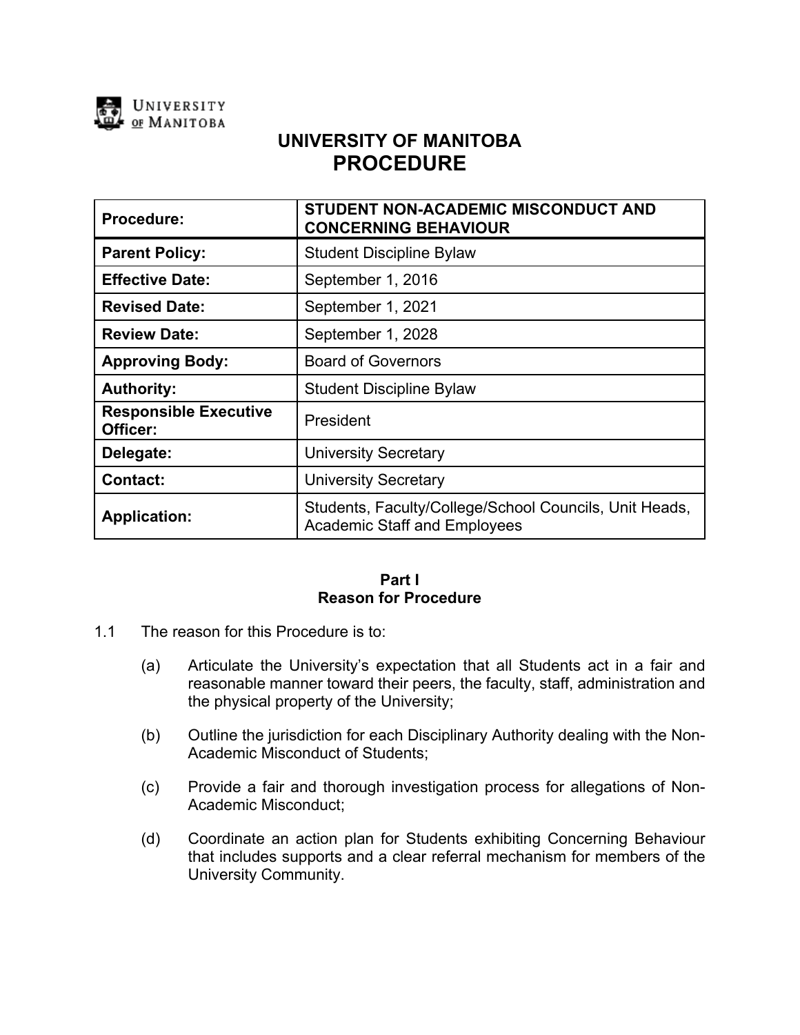UNIVERSITY OF MANITOBA

# UNIVERSITY OF MANITOBA
# PROCEDURE

| **Procedure:** | **STUDENT NON-ACADEMIC MISCONDUCT AND CONCERNING BEHAVIOUR** |
|---|---|
| **Parent Policy:** | Student Discipline Bylaw |
| **Effective Date:** | September 1, 2016 |
| **Revised Date:** | September 1, 2021 |
| **Review Date:** | September 1, 2028 |
| **Approving Body:** | Board of Governors |
| **Authority:** | Student Discipline Bylaw |
| **Responsible Executive Officer:** | President |
| **Delegate:** | University Secretary |
| **Contact:** | University Secretary |
| **Application:** | Students, Faculty/College/School Councils, Unit Heads, Academic Staff and Employees |

## Part I
## Reason for Procedure

1.1 The reason for this Procedure is to:

(a) Articulate the University's expectation that all Students act in a fair and reasonable manner toward their peers, the faculty, staff, administration and the physical property of the University;

(b) Outline the jurisdiction for each Disciplinary Authority dealing with the Non-Academic Misconduct of Students;

(c) Provide a fair and thorough investigation process for allegations of Non-Academic Misconduct;

(d) Coordinate an action plan for Students exhibiting Concerning Behaviour that includes supports and a clear referral mechanism for members of the University Community.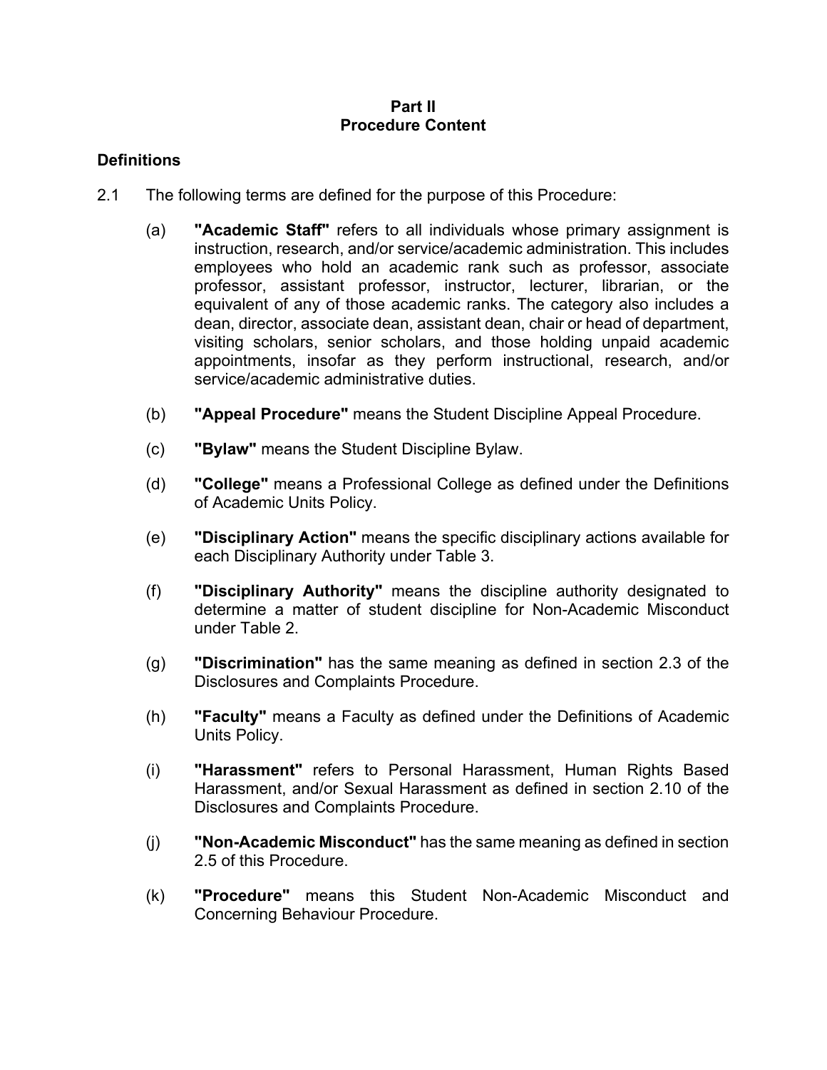# Part II
# Procedure Content

## Definitions

2.1 The following terms are defined for the purpose of this Procedure:

(a) **"Academic Staff"** refers to all individuals whose primary assignment is instruction, research, and/or service/academic administration. This includes employees who hold an academic rank such as professor, associate professor, assistant professor, instructor, lecturer, librarian, or the equivalent of any of those academic ranks. The category also includes a dean, director, associate dean, assistant dean, chair or head of department, visiting scholars, senior scholars, and those holding unpaid academic appointments, insofar as they perform instructional, research, and/or service/academic administrative duties.

(b) **"Appeal Procedure"** means the Student Discipline Appeal Procedure.

(c) **"Bylaw"** means the Student Discipline Bylaw.

(d) **"College"** means a Professional College as defined under the Definitions of Academic Units Policy.

(e) **"Disciplinary Action"** means the specific disciplinary actions available for each Disciplinary Authority under Table 3.

(f) **"Disciplinary Authority"** means the discipline authority designated to determine a matter of student discipline for Non-Academic Misconduct under Table 2.

(g) **"Discrimination"** has the same meaning as defined in section 2.3 of the Disclosures and Complaints Procedure.

(h) **"Faculty"** means a Faculty as defined under the Definitions of Academic Units Policy.

(i) **"Harassment"** refers to Personal Harassment, Human Rights Based Harassment, and/or Sexual Harassment as defined in section 2.10 of the Disclosures and Complaints Procedure.

(j) **"Non-Academic Misconduct"** has the same meaning as defined in section 2.5 of this Procedure.

(k) **"Procedure"** means this Student Non-Academic Misconduct and Concerning Behaviour Procedure.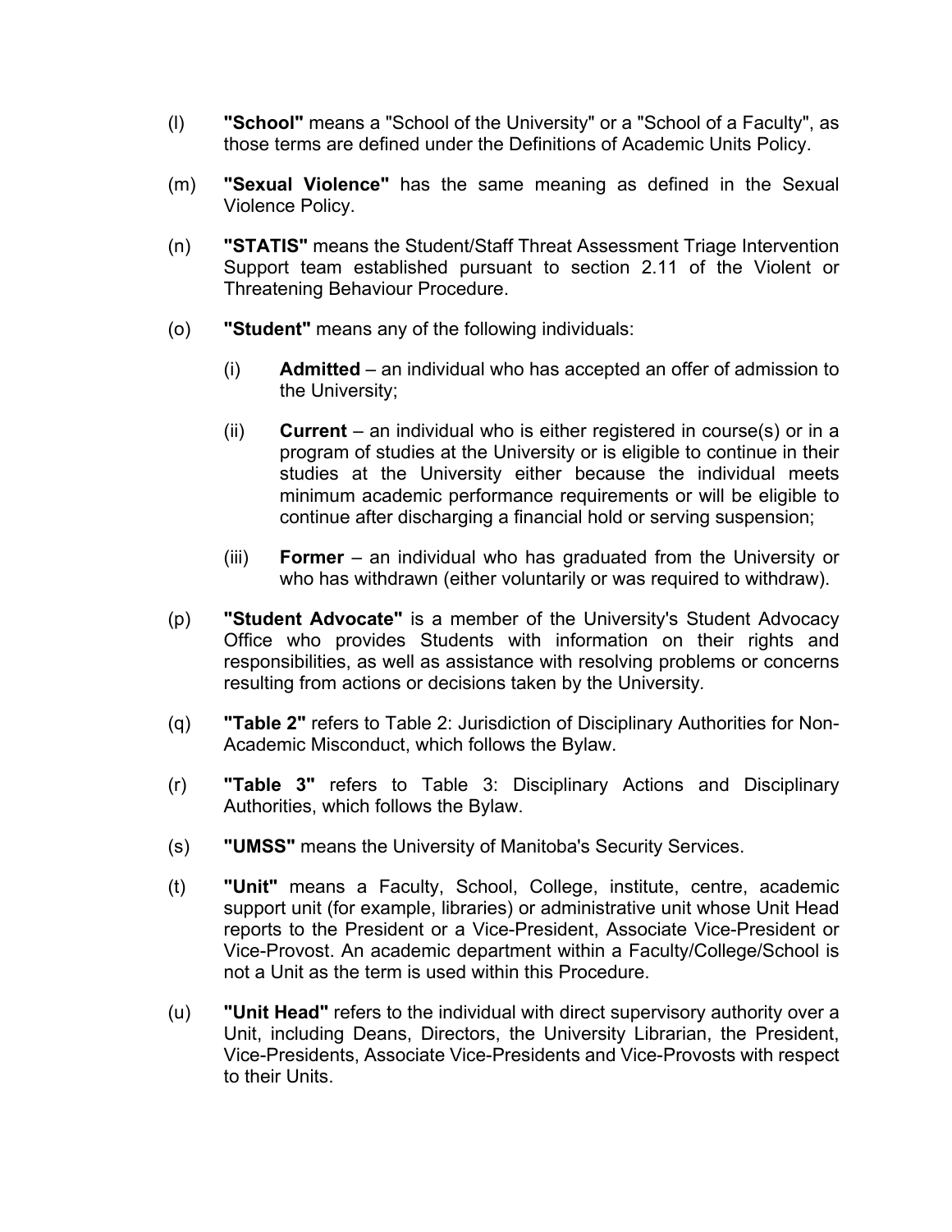(l) **"School"** means a "School of the University" or a "School of a Faculty", as those terms are defined under the Definitions of Academic Units Policy.

(m) **"Sexual Violence"** has the same meaning as defined in the Sexual Violence Policy.

(n) **"STATIS"** means the Student/Staff Threat Assessment Triage Intervention Support team established pursuant to section 2.11 of the Violent or Threatening Behaviour Procedure.

(o) **"Student"** means any of the following individuals:

   (i) **Admitted** – an individual who has accepted an offer of admission to the University;

   (ii) **Current** – an individual who is either registered in course(s) or in a program of studies at the University or is eligible to continue in their studies at the University either because the individual meets minimum academic performance requirements or will be eligible to continue after discharging a financial hold or serving suspension;

   (iii) **Former** – an individual who has graduated from the University or who has withdrawn (either voluntarily or was required to withdraw).

(p) **"Student Advocate"** is a member of the University's Student Advocacy Office who provides Students with information on their rights and responsibilities, as well as assistance with resolving problems or concerns resulting from actions or decisions taken by the University.

(q) **"Table 2"** refers to Table 2: Jurisdiction of Disciplinary Authorities for Non-Academic Misconduct, which follows the Bylaw.

(r) **"Table 3"** refers to Table 3: Disciplinary Actions and Disciplinary Authorities, which follows the Bylaw.

(s) **"UMSS"** means the University of Manitoba's Security Services.

(t) **"Unit"** means a Faculty, School, College, institute, centre, academic support unit (for example, libraries) or administrative unit whose Unit Head reports to the President or a Vice-President, Associate Vice-President or Vice-Provost. An academic department within a Faculty/College/School is not a Unit as the term is used within this Procedure.

(u) **"Unit Head"** refers to the individual with direct supervisory authority over a Unit, including Deans, Directors, the University Librarian, the President, Vice-Presidents, Associate Vice-Presidents and Vice-Provosts with respect to their Units.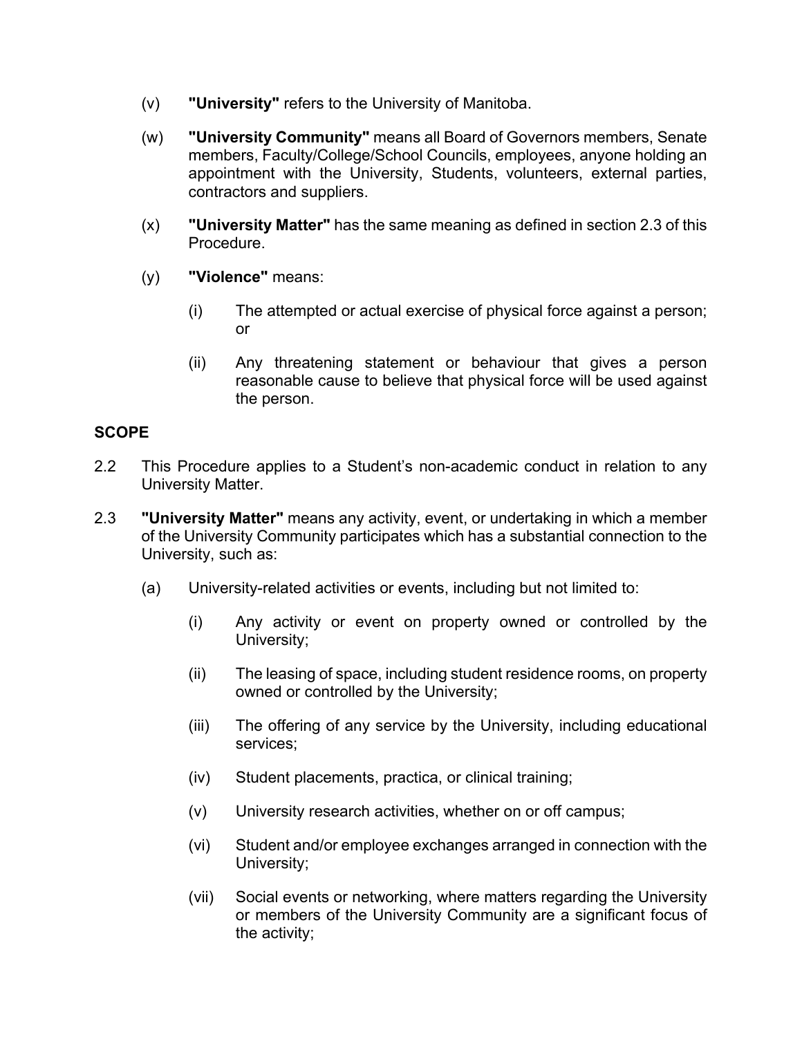(v) **"University"** refers to the University of Manitoba.

(w) **"University Community"** means all Board of Governors members, Senate members, Faculty/College/School Councils, employees, anyone holding an appointment with the University, Students, volunteers, external parties, contractors and suppliers.

(x) **"University Matter"** has the same meaning as defined in section 2.3 of this Procedure.

(y) **"Violence"** means:

(i) The attempted or actual exercise of physical force against a person; or

(ii) Any threatening statement or behaviour that gives a person reasonable cause to believe that physical force will be used against the person.

**SCOPE**

2.2 This Procedure applies to a Student's non-academic conduct in relation to any University Matter.

2.3 **"University Matter"** means any activity, event, or undertaking in which a member of the University Community participates which has a substantial connection to the University, such as:

(a) University-related activities or events, including but not limited to:

(i) Any activity or event on property owned or controlled by the University;

(ii) The leasing of space, including student residence rooms, on property owned or controlled by the University;

(iii) The offering of any service by the University, including educational services;

(iv) Student placements, practica, or clinical training;

(v) University research activities, whether on or off campus;

(vi) Student and/or employee exchanges arranged in connection with the University;

(vii) Social events or networking, where matters regarding the University or members of the University Community are a significant focus of the activity;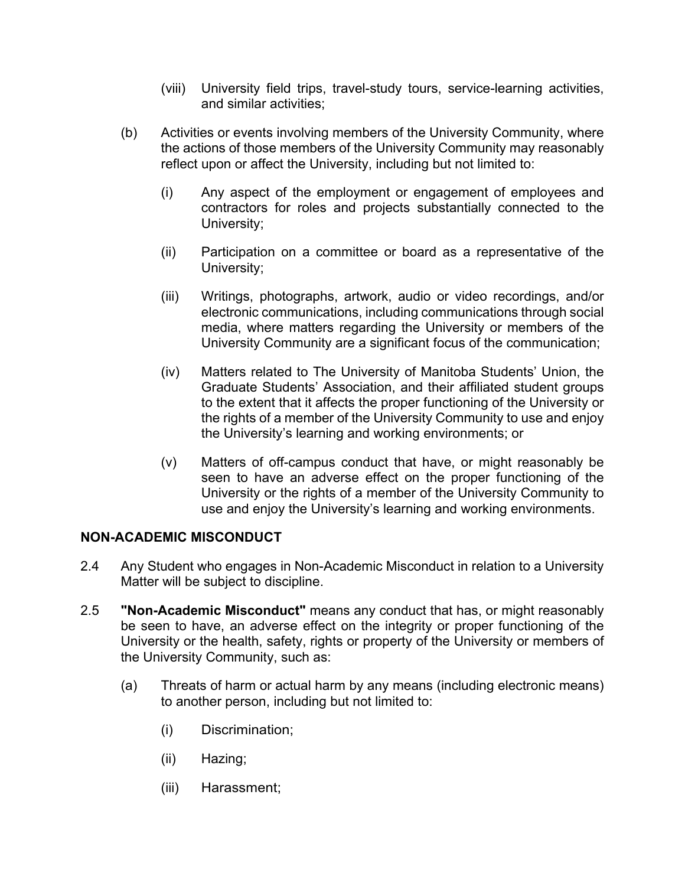(viii) University field trips, travel-study tours, service-learning activities, and similar activities;

(b) Activities or events involving members of the University Community, where the actions of those members of the University Community may reasonably reflect upon or affect the University, including but not limited to:

(i) Any aspect of the employment or engagement of employees and contractors for roles and projects substantially connected to the University;

(ii) Participation on a committee or board as a representative of the University;

(iii) Writings, photographs, artwork, audio or video recordings, and/or electronic communications, including communications through social media, where matters regarding the University or members of the University Community are a significant focus of the communication;

(iv) Matters related to The University of Manitoba Students' Union, the Graduate Students' Association, and their affiliated student groups to the extent that it affects the proper functioning of the University or the rights of a member of the University Community to use and enjoy the University's learning and working environments; or

(v) Matters of off-campus conduct that have, or might reasonably be seen to have an adverse effect on the proper functioning of the University or the rights of a member of the University Community to use and enjoy the University's learning and working environments.

## NON-ACADEMIC MISCONDUCT

2.4 Any Student who engages in Non-Academic Misconduct in relation to a University Matter will be subject to discipline.

2.5 **"Non-Academic Misconduct"** means any conduct that has, or might reasonably be seen to have, an adverse effect on the integrity or proper functioning of the University or the health, safety, rights or property of the University or members of the University Community, such as:

(a) Threats of harm or actual harm by any means (including electronic means) to another person, including but not limited to:

(i) Discrimination;

(ii) Hazing;

(iii) Harassment;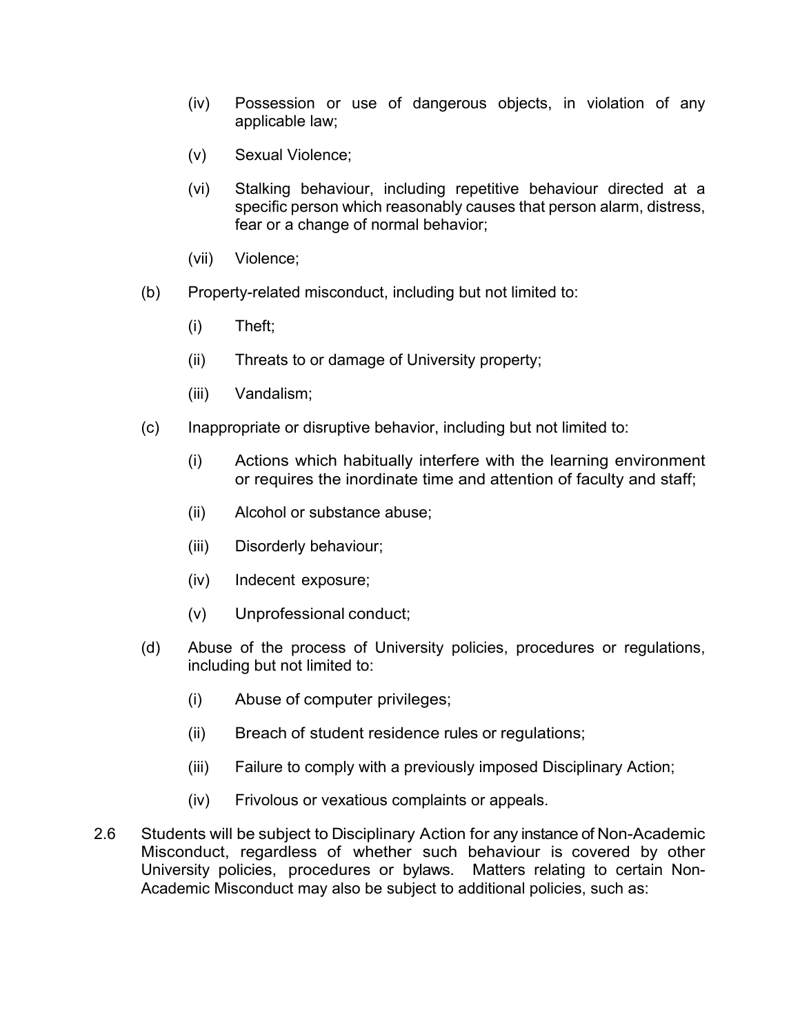(iv) Possession or use of dangerous objects, in violation of any applicable law;

(v) Sexual Violence;

(vi) Stalking behaviour, including repetitive behaviour directed at a specific person which reasonably causes that person alarm, distress, fear or a change of normal behavior;

(vii) Violence;

(b) Property-related misconduct, including but not limited to:

(i) Theft;

(ii) Threats to or damage of University property;

(iii) Vandalism;

(c) Inappropriate or disruptive behavior, including but not limited to:

(i) Actions which habitually interfere with the learning environment or requires the inordinate time and attention of faculty and staff;

(ii) Alcohol or substance abuse;

(iii) Disorderly behaviour;

(iv) Indecent exposure;

(v) Unprofessional conduct;

(d) Abuse of the process of University policies, procedures or regulations, including but not limited to:

(i) Abuse of computer privileges;

(ii) Breach of student residence rules or regulations;

(iii) Failure to comply with a previously imposed Disciplinary Action;

(iv) Frivolous or vexatious complaints or appeals.

2.6 Students will be subject to Disciplinary Action for any instance of Non-Academic Misconduct, regardless of whether such behaviour is covered by other University policies, procedures or bylaws. Matters relating to certain Non-Academic Misconduct may also be subject to additional policies, such as: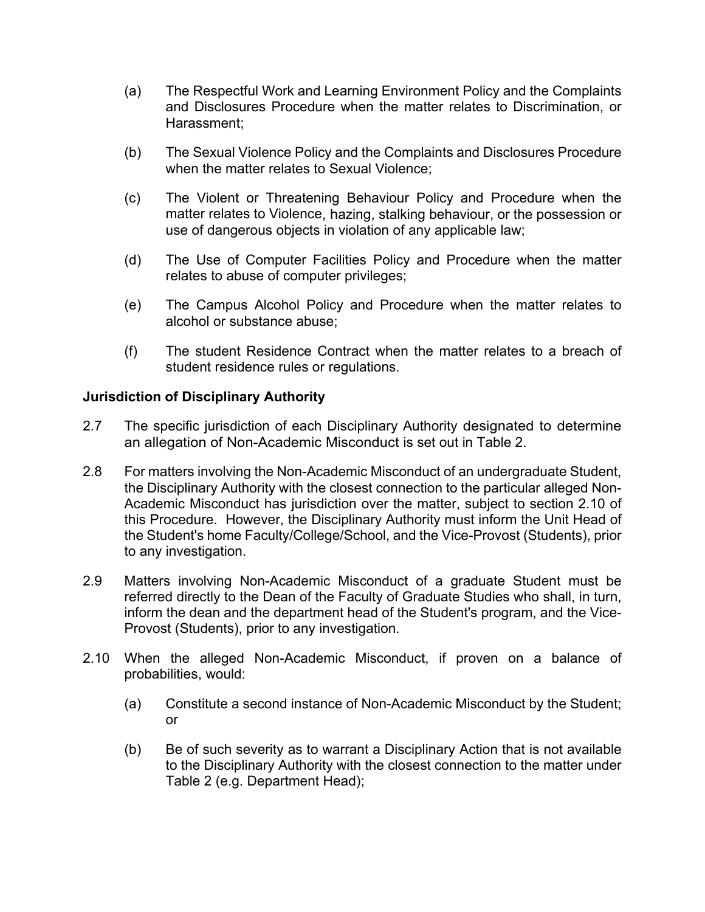(a) The Respectful Work and Learning Environment Policy and the Complaints and Disclosures Procedure when the matter relates to Discrimination, or Harassment;

(b) The Sexual Violence Policy and the Complaints and Disclosures Procedure when the matter relates to Sexual Violence;

(c) The Violent or Threatening Behaviour Policy and Procedure when the matter relates to Violence, hazing, stalking behaviour, or the possession or use of dangerous objects in violation of any applicable law;

(d) The Use of Computer Facilities Policy and Procedure when the matter relates to abuse of computer privileges;

(e) The Campus Alcohol Policy and Procedure when the matter relates to alcohol or substance abuse;

(f) The student Residence Contract when the matter relates to a breach of student residence rules or regulations.

**Jurisdiction of Disciplinary Authority**

2.7 The specific jurisdiction of each Disciplinary Authority designated to determine an allegation of Non-Academic Misconduct is set out in Table 2.

2.8 For matters involving the Non-Academic Misconduct of an undergraduate Student, the Disciplinary Authority with the closest connection to the particular alleged Non-Academic Misconduct has jurisdiction over the matter, subject to section 2.10 of this Procedure. However, the Disciplinary Authority must inform the Unit Head of the Student's home Faculty/College/School, and the Vice-Provost (Students), prior to any investigation.

2.9 Matters involving Non-Academic Misconduct of a graduate Student must be referred directly to the Dean of the Faculty of Graduate Studies who shall, in turn, inform the dean and the department head of the Student's program, and the Vice-Provost (Students), prior to any investigation.

2.10 When the alleged Non-Academic Misconduct, if proven on a balance of probabilities, would:

(a) Constitute a second instance of Non-Academic Misconduct by the Student; or

(b) Be of such severity as to warrant a Disciplinary Action that is not available to the Disciplinary Authority with the closest connection to the matter under Table 2 (e.g. Department Head);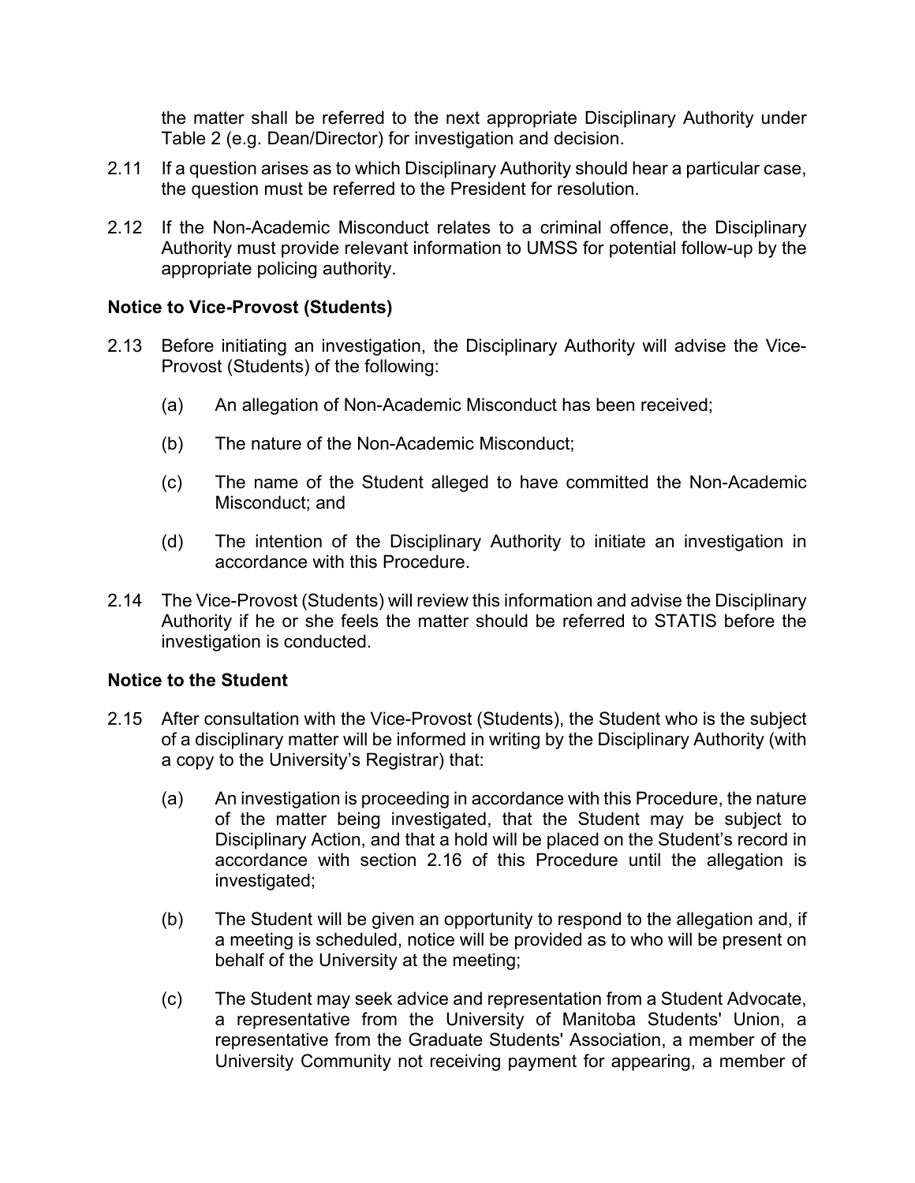the matter shall be referred to the next appropriate Disciplinary Authority under Table 2 (e.g. Dean/Director) for investigation and decision.

2.11 If a question arises as to which Disciplinary Authority should hear a particular case, the question must be referred to the President for resolution.

2.12 If the Non-Academic Misconduct relates to a criminal offence, the Disciplinary Authority must provide relevant information to UMSS for potential follow-up by the appropriate policing authority.

**Notice to Vice-Provost (Students)**

2.13 Before initiating an investigation, the Disciplinary Authority will advise the Vice-Provost (Students) of the following:

(a) An allegation of Non-Academic Misconduct has been received;

(b) The nature of the Non-Academic Misconduct;

(c) The name of the Student alleged to have committed the Non-Academic Misconduct; and

(d) The intention of the Disciplinary Authority to initiate an investigation in accordance with this Procedure.

2.14 The Vice-Provost (Students) will review this information and advise the Disciplinary Authority if he or she feels the matter should be referred to STATIS before the investigation is conducted.

**Notice to the Student**

2.15 After consultation with the Vice-Provost (Students), the Student who is the subject of a disciplinary matter will be informed in writing by the Disciplinary Authority (with a copy to the University's Registrar) that:

(a) An investigation is proceeding in accordance with this Procedure, the nature of the matter being investigated, that the Student may be subject to Disciplinary Action, and that a hold will be placed on the Student's record in accordance with section 2.16 of this Procedure until the allegation is investigated;

(b) The Student will be given an opportunity to respond to the allegation and, if a meeting is scheduled, notice will be provided as to who will be present on behalf of the University at the meeting;

(c) The Student may seek advice and representation from a Student Advocate, a representative from the University of Manitoba Students' Union, a representative from the Graduate Students' Association, a member of the University Community not receiving payment for appearing, a member of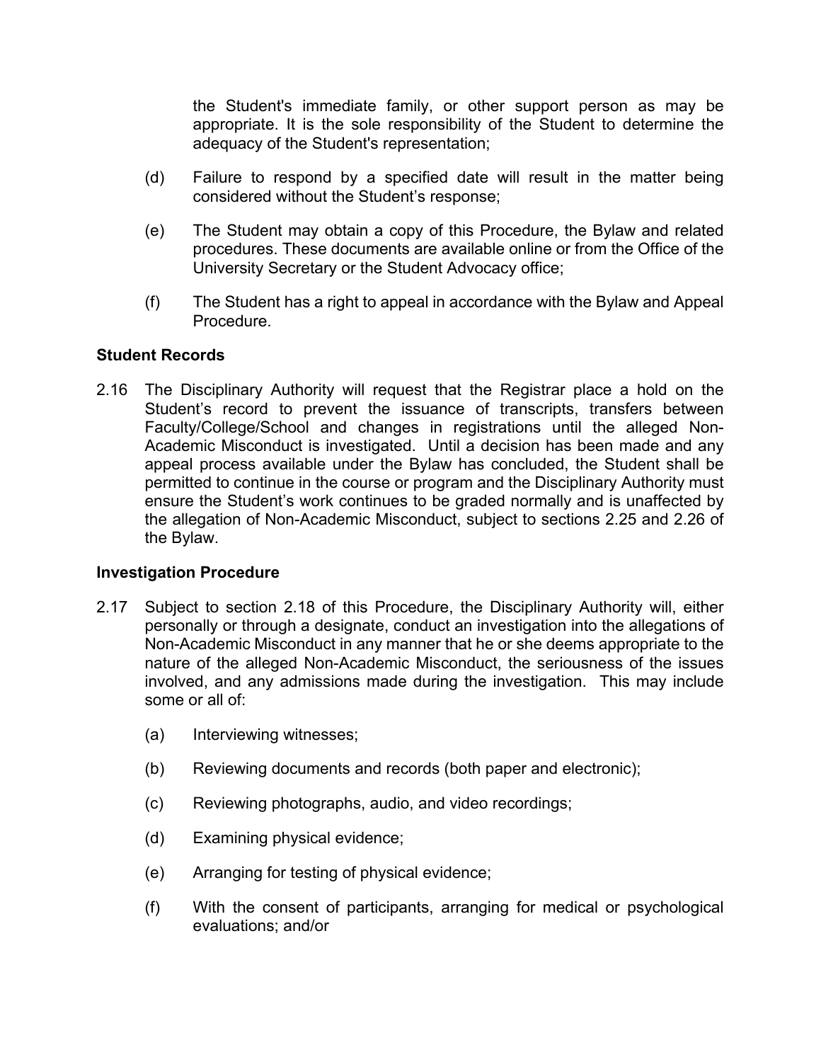the Student's immediate family, or other support person as may be appropriate. It is the sole responsibility of the Student to determine the adequacy of the Student's representation;

(d) Failure to respond by a specified date will result in the matter being considered without the Student's response;

(e) The Student may obtain a copy of this Procedure, the Bylaw and related procedures. These documents are available online or from the Office of the University Secretary or the Student Advocacy office;

(f) The Student has a right to appeal in accordance with the Bylaw and Appeal Procedure.

**Student Records**

2.16 The Disciplinary Authority will request that the Registrar place a hold on the Student's record to prevent the issuance of transcripts, transfers between Faculty/College/School and changes in registrations until the alleged Non-Academic Misconduct is investigated. Until a decision has been made and any appeal process available under the Bylaw has concluded, the Student shall be permitted to continue in the course or program and the Disciplinary Authority must ensure the Student's work continues to be graded normally and is unaffected by the allegation of Non-Academic Misconduct, subject to sections 2.25 and 2.26 of the Bylaw.

**Investigation Procedure**

2.17 Subject to section 2.18 of this Procedure, the Disciplinary Authority will, either personally or through a designate, conduct an investigation into the allegations of Non-Academic Misconduct in any manner that he or she deems appropriate to the nature of the alleged Non-Academic Misconduct, the seriousness of the issues involved, and any admissions made during the investigation. This may include some or all of:

(a) Interviewing witnesses;

(b) Reviewing documents and records (both paper and electronic);

(c) Reviewing photographs, audio, and video recordings;

(d) Examining physical evidence;

(e) Arranging for testing of physical evidence;

(f) With the consent of participants, arranging for medical or psychological evaluations; and/or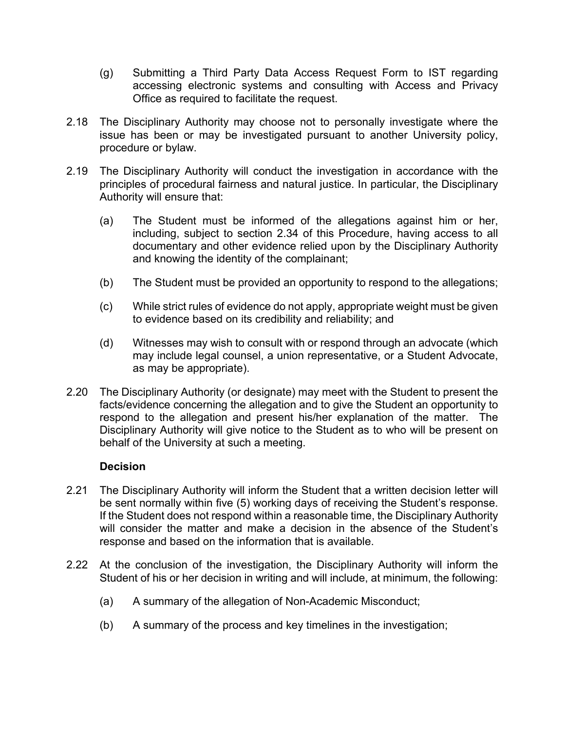(g) Submitting a Third Party Data Access Request Form to IST regarding accessing electronic systems and consulting with Access and Privacy Office as required to facilitate the request.

2.18 The Disciplinary Authority may choose not to personally investigate where the issue has been or may be investigated pursuant to another University policy, procedure or bylaw.

2.19 The Disciplinary Authority will conduct the investigation in accordance with the principles of procedural fairness and natural justice. In particular, the Disciplinary Authority will ensure that:

(a) The Student must be informed of the allegations against him or her, including, subject to section 2.34 of this Procedure, having access to all documentary and other evidence relied upon by the Disciplinary Authority and knowing the identity of the complainant;

(b) The Student must be provided an opportunity to respond to the allegations;

(c) While strict rules of evidence do not apply, appropriate weight must be given to evidence based on its credibility and reliability; and

(d) Witnesses may wish to consult with or respond through an advocate (which may include legal counsel, a union representative, or a Student Advocate, as may be appropriate).

2.20 The Disciplinary Authority (or designate) may meet with the Student to present the facts/evidence concerning the allegation and to give the Student an opportunity to respond to the allegation and present his/her explanation of the matter. The Disciplinary Authority will give notice to the Student as to who will be present on behalf of the University at such a meeting.

**Decision**

2.21 The Disciplinary Authority will inform the Student that a written decision letter will be sent normally within five (5) working days of receiving the Student's response. If the Student does not respond within a reasonable time, the Disciplinary Authority will consider the matter and make a decision in the absence of the Student's response and based on the information that is available.

2.22 At the conclusion of the investigation, the Disciplinary Authority will inform the Student of his or her decision in writing and will include, at minimum, the following:

(a) A summary of the allegation of Non-Academic Misconduct;

(b) A summary of the process and key timelines in the investigation;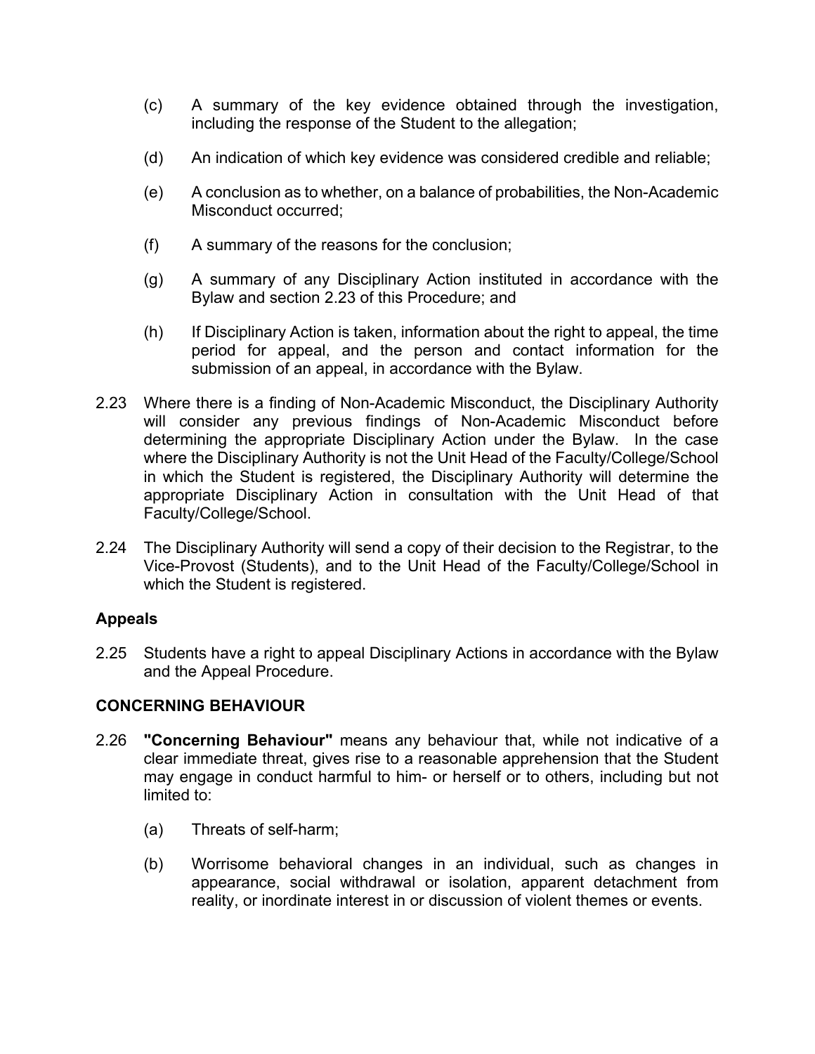(c) A summary of the key evidence obtained through the investigation, including the response of the Student to the allegation;

(d) An indication of which key evidence was considered credible and reliable;

(e) A conclusion as to whether, on a balance of probabilities, the Non-Academic Misconduct occurred;

(f) A summary of the reasons for the conclusion;

(g) A summary of any Disciplinary Action instituted in accordance with the Bylaw and section 2.23 of this Procedure; and

(h) If Disciplinary Action is taken, information about the right to appeal, the time period for appeal, and the person and contact information for the submission of an appeal, in accordance with the Bylaw.

2.23 Where there is a finding of Non-Academic Misconduct, the Disciplinary Authority will consider any previous findings of Non-Academic Misconduct before determining the appropriate Disciplinary Action under the Bylaw. In the case where the Disciplinary Authority is not the Unit Head of the Faculty/College/School in which the Student is registered, the Disciplinary Authority will determine the appropriate Disciplinary Action in consultation with the Unit Head of that Faculty/College/School.

2.24 The Disciplinary Authority will send a copy of their decision to the Registrar, to the Vice-Provost (Students), and to the Unit Head of the Faculty/College/School in which the Student is registered.

**Appeals**

2.25 Students have a right to appeal Disciplinary Actions in accordance with the Bylaw and the Appeal Procedure.

**CONCERNING BEHAVIOUR**

2.26 **"Concerning Behaviour"** means any behaviour that, while not indicative of a clear immediate threat, gives rise to a reasonable apprehension that the Student may engage in conduct harmful to him- or herself or to others, including but not limited to:

(a) Threats of self-harm;

(b) Worrisome behavioral changes in an individual, such as changes in appearance, social withdrawal or isolation, apparent detachment from reality, or inordinate interest in or discussion of violent themes or events.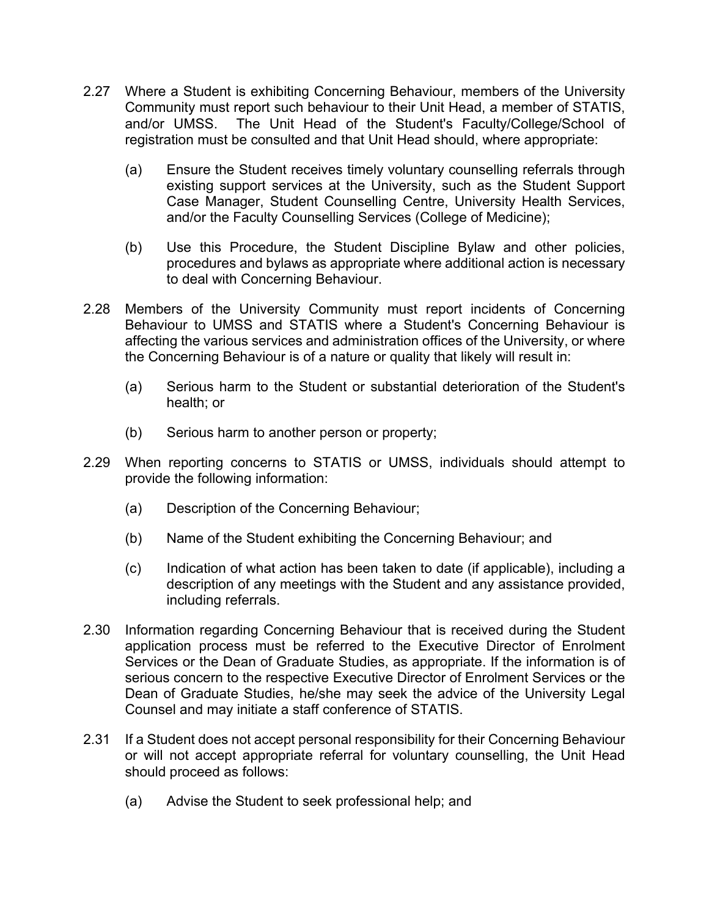2.27 Where a Student is exhibiting Concerning Behaviour, members of the University Community must report such behaviour to their Unit Head, a member of STATIS, and/or UMSS. The Unit Head of the Student's Faculty/College/School of registration must be consulted and that Unit Head should, where appropriate:

(a) Ensure the Student receives timely voluntary counselling referrals through existing support services at the University, such as the Student Support Case Manager, Student Counselling Centre, University Health Services, and/or the Faculty Counselling Services (College of Medicine);

(b) Use this Procedure, the Student Discipline Bylaw and other policies, procedures and bylaws as appropriate where additional action is necessary to deal with Concerning Behaviour.

2.28 Members of the University Community must report incidents of Concerning Behaviour to UMSS and STATIS where a Student's Concerning Behaviour is affecting the various services and administration offices of the University, or where the Concerning Behaviour is of a nature or quality that likely will result in:

(a) Serious harm to the Student or substantial deterioration of the Student's health; or

(b) Serious harm to another person or property;

2.29 When reporting concerns to STATIS or UMSS, individuals should attempt to provide the following information:

(a) Description of the Concerning Behaviour;

(b) Name of the Student exhibiting the Concerning Behaviour; and

(c) Indication of what action has been taken to date (if applicable), including a description of any meetings with the Student and any assistance provided, including referrals.

2.30 Information regarding Concerning Behaviour that is received during the Student application process must be referred to the Executive Director of Enrolment Services or the Dean of Graduate Studies, as appropriate. If the information is of serious concern to the respective Executive Director of Enrolment Services or the Dean of Graduate Studies, he/she may seek the advice of the University Legal Counsel and may initiate a staff conference of STATIS.

2.31 If a Student does not accept personal responsibility for their Concerning Behaviour or will not accept appropriate referral for voluntary counselling, the Unit Head should proceed as follows:

(a) Advise the Student to seek professional help; and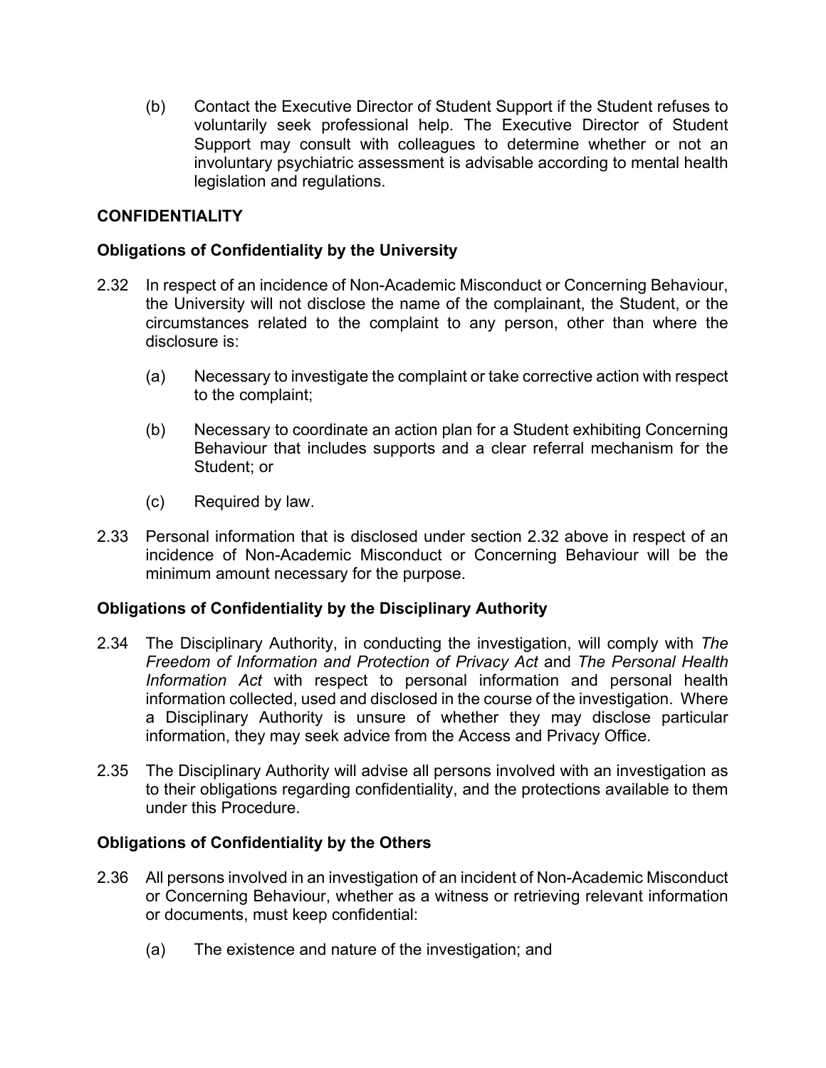(b) Contact the Executive Director of Student Support if the Student refuses to voluntarily seek professional help. The Executive Director of Student Support may consult with colleagues to determine whether or not an involuntary psychiatric assessment is advisable according to mental health legislation and regulations.

## CONFIDENTIALITY

### Obligations of Confidentiality by the University

2.32 In respect of an incidence of Non-Academic Misconduct or Concerning Behaviour, the University will not disclose the name of the complainant, the Student, or the circumstances related to the complaint to any person, other than where the disclosure is:

(a) Necessary to investigate the complaint or take corrective action with respect to the complaint;

(b) Necessary to coordinate an action plan for a Student exhibiting Concerning Behaviour that includes supports and a clear referral mechanism for the Student; or

(c) Required by law.

2.33 Personal information that is disclosed under section 2.32 above in respect of an incidence of Non-Academic Misconduct or Concerning Behaviour will be the minimum amount necessary for the purpose.

### Obligations of Confidentiality by the Disciplinary Authority

2.34 The Disciplinary Authority, in conducting the investigation, will comply with *The Freedom of Information and Protection of Privacy Act* and *The Personal Health Information Act* with respect to personal information and personal health information collected, used and disclosed in the course of the investigation. Where a Disciplinary Authority is unsure of whether they may disclose particular information, they may seek advice from the Access and Privacy Office.

2.35 The Disciplinary Authority will advise all persons involved with an investigation as to their obligations regarding confidentiality, and the protections available to them under this Procedure.

### Obligations of Confidentiality by the Others

2.36 All persons involved in an investigation of an incident of Non-Academic Misconduct or Concerning Behaviour, whether as a witness or retrieving relevant information or documents, must keep confidential:

(a) The existence and nature of the investigation; and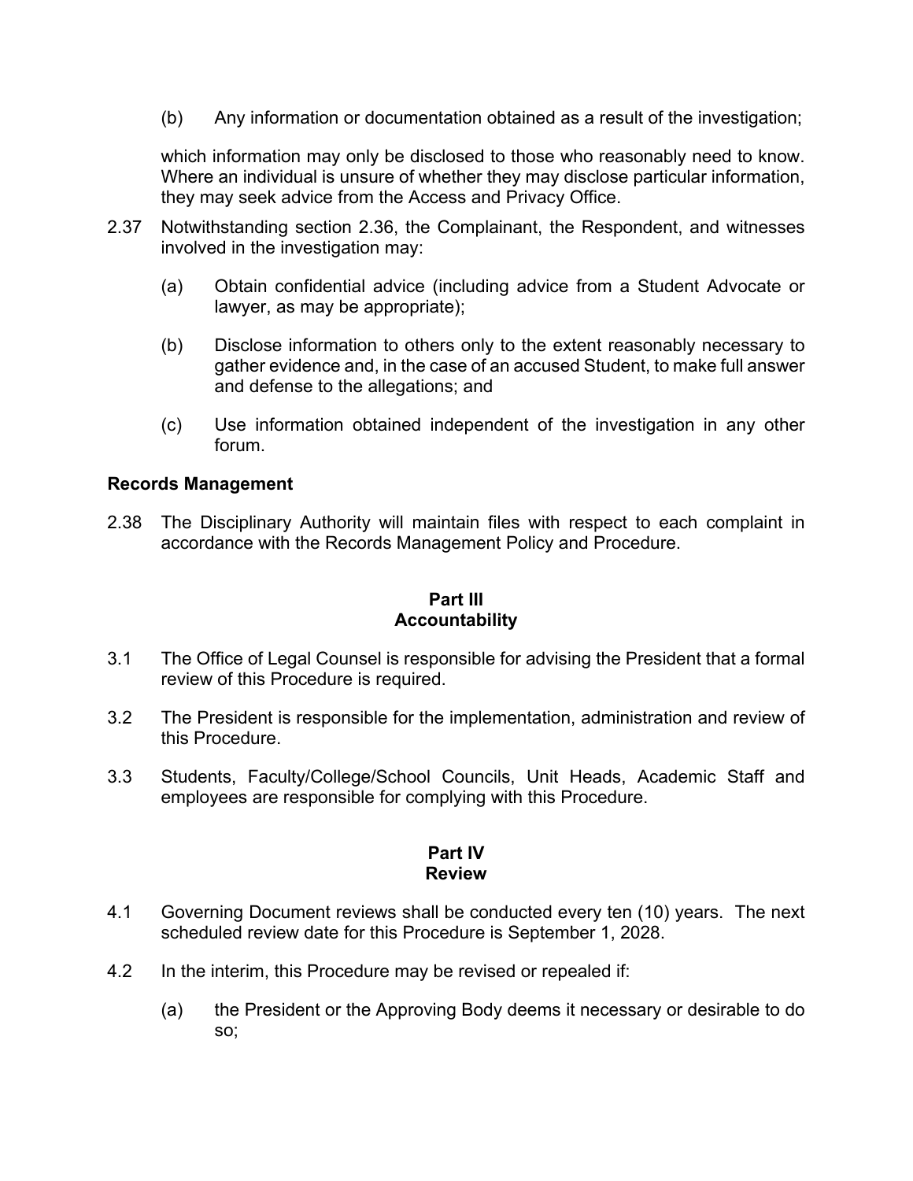(b) Any information or documentation obtained as a result of the investigation;

which information may only be disclosed to those who reasonably need to know. Where an individual is unsure of whether they may disclose particular information, they may seek advice from the Access and Privacy Office.

2.37 Notwithstanding section 2.36, the Complainant, the Respondent, and witnesses involved in the investigation may:

(a) Obtain confidential advice (including advice from a Student Advocate or lawyer, as may be appropriate);

(b) Disclose information to others only to the extent reasonably necessary to gather evidence and, in the case of an accused Student, to make full answer and defense to the allegations; and

(c) Use information obtained independent of the investigation in any other forum.

**Records Management**

2.38 The Disciplinary Authority will maintain files with respect to each complaint in accordance with the Records Management Policy and Procedure.

## Part III
## Accountability

3.1 The Office of Legal Counsel is responsible for advising the President that a formal review of this Procedure is required.

3.2 The President is responsible for the implementation, administration and review of this Procedure.

3.3 Students, Faculty/College/School Councils, Unit Heads, Academic Staff and employees are responsible for complying with this Procedure.

## Part IV
## Review

4.1 Governing Document reviews shall be conducted every ten (10) years. The next scheduled review date for this Procedure is September 1, 2028.

4.2 In the interim, this Procedure may be revised or repealed if:

(a) the President or the Approving Body deems it necessary or desirable to do so;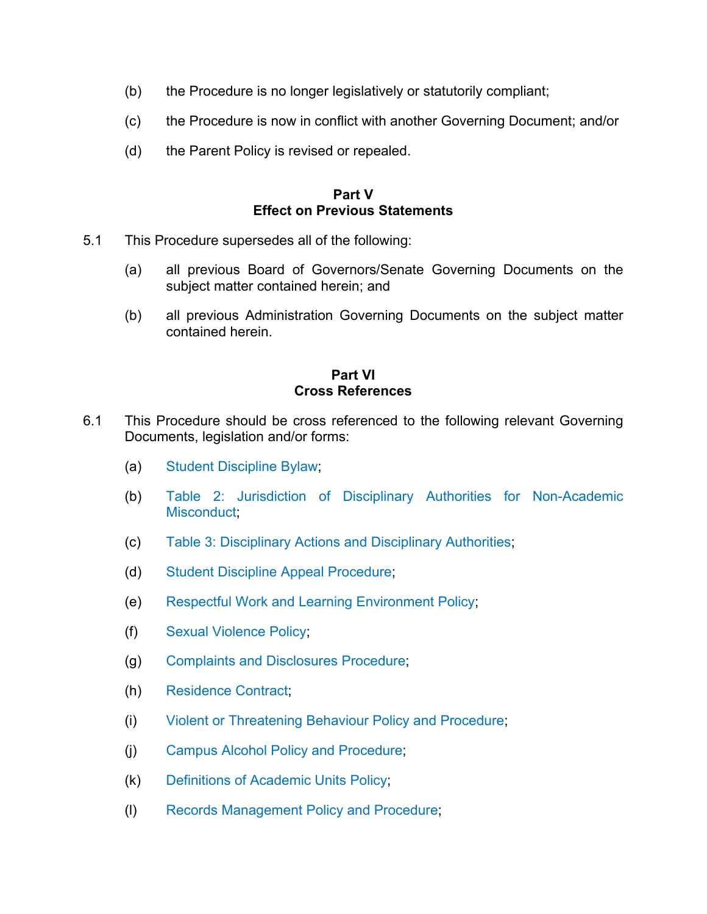(b) the Procedure is no longer legislatively or statutorily compliant;

(c) the Procedure is now in conflict with another Governing Document; and/or

(d) the Parent Policy is revised or repealed.

## Part V
## Effect on Previous Statements

5.1 This Procedure supersedes all of the following:

(a) all previous Board of Governors/Senate Governing Documents on the subject matter contained herein; and

(b) all previous Administration Governing Documents on the subject matter contained herein.

## Part VI
## Cross References

6.1 This Procedure should be cross referenced to the following relevant Governing Documents, legislation and/or forms:

(a) Student Discipline Bylaw;

(b) Table 2: Jurisdiction of Disciplinary Authorities for Non-Academic Misconduct;

(c) Table 3: Disciplinary Actions and Disciplinary Authorities;

(d) Student Discipline Appeal Procedure;

(e) Respectful Work and Learning Environment Policy;

(f) Sexual Violence Policy;

(g) Complaints and Disclosures Procedure;

(h) Residence Contract;

(i) Violent or Threatening Behaviour Policy and Procedure;

(j) Campus Alcohol Policy and Procedure;

(k) Definitions of Academic Units Policy;

(l) Records Management Policy and Procedure;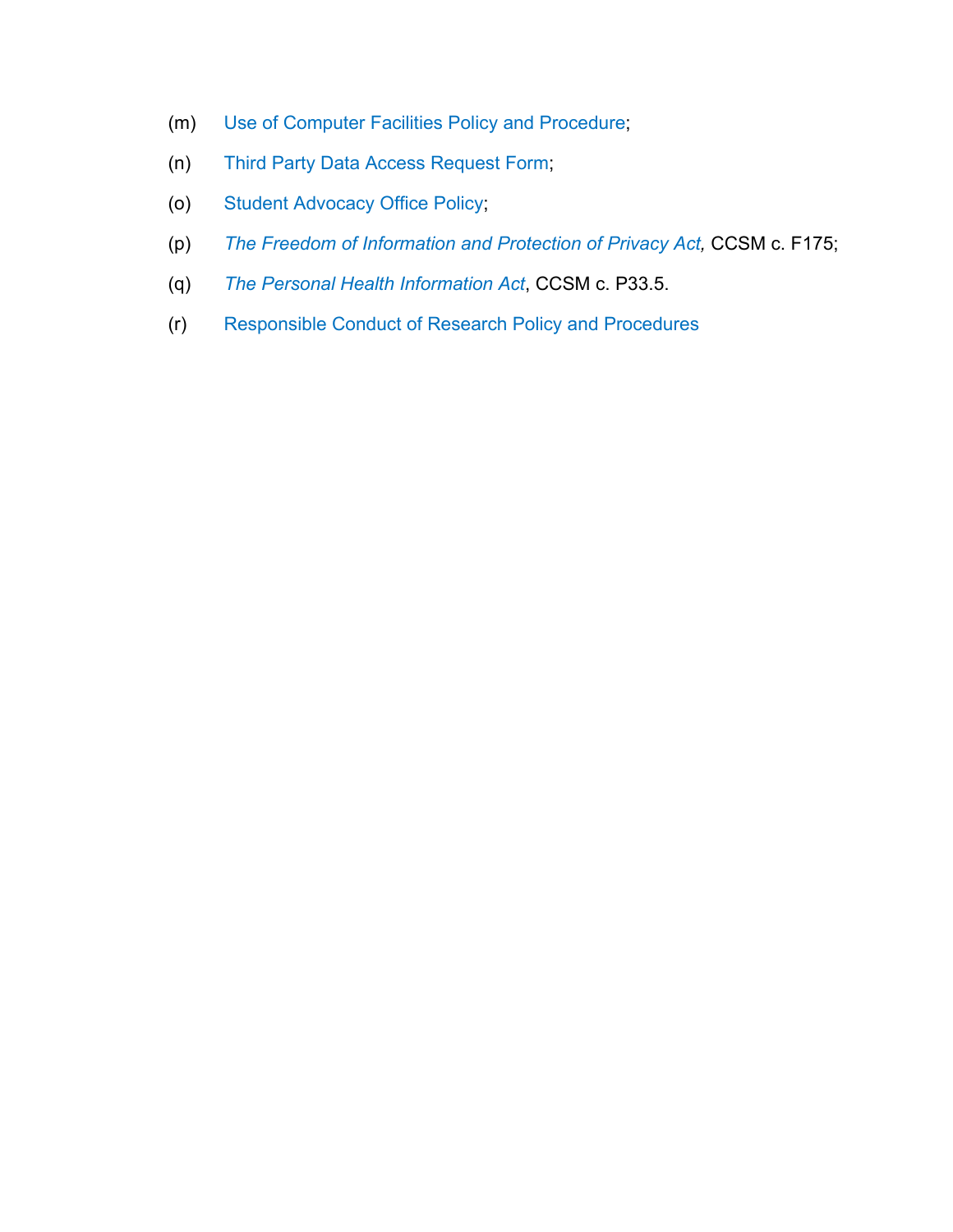(m) Use of Computer Facilities Policy and Procedure;

(n) Third Party Data Access Request Form;

(o) Student Advocacy Office Policy;

(p) *The Freedom of Information and Protection of Privacy Act,* CCSM c. F175;

(q) *The Personal Health Information Act*, CCSM c. P33.5.

(r) Responsible Conduct of Research Policy and Procedures